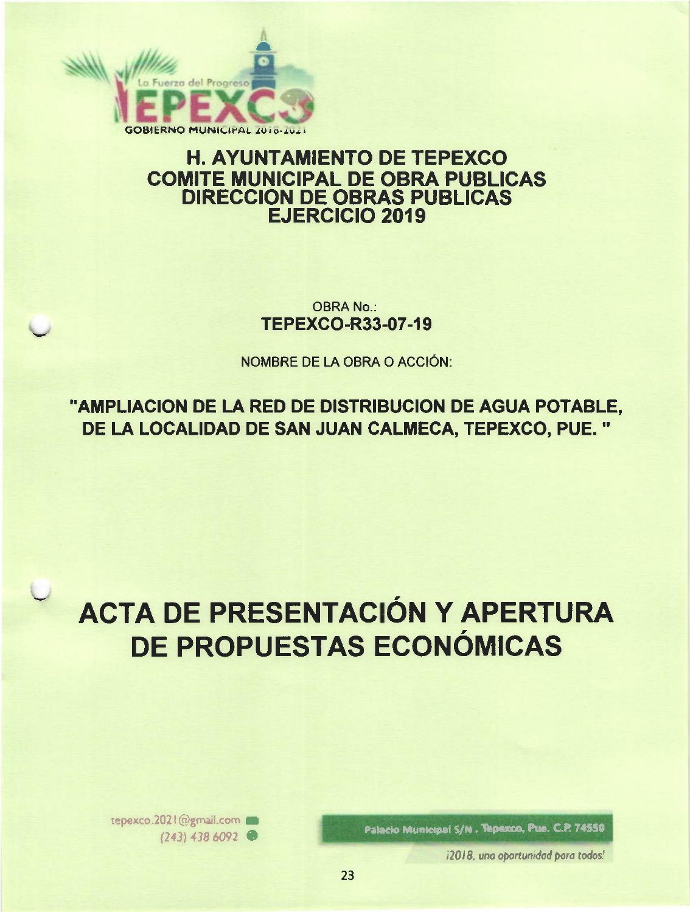La Fuerza del Progreso TEPEXCO

GOBIERNO MUNICIPAL 2018-2021

# H. AYUNTAMIENTO DE TEPEXCO
## COMITE MUNICIPAL DE OBRA PUBLICAS
## DIRECCION DE OBRAS PUBLICAS
## EJERCICIO 2019

OBRA No.:

**TEPEXCO-R33-07-19**

NOMBRE DE LA OBRA O ACCIÓN:

**"AMPLIACION DE LA RED DE DISTRIBUCION DE AGUA POTABLE, DE LA LOCALIDAD DE SAN JUAN CALMECA, TEPEXCO, PUE. "**

# ACTA DE PRESENTACIÓN Y APERTURA DE PROPUESTAS ECONÓMICAS

tepexco.2021@gmail.com
(243) 438 6092

Palacio Municipal S/N, Tepexco, Pue. C.P. 74550

*¡2018, una oportunidad para todos!*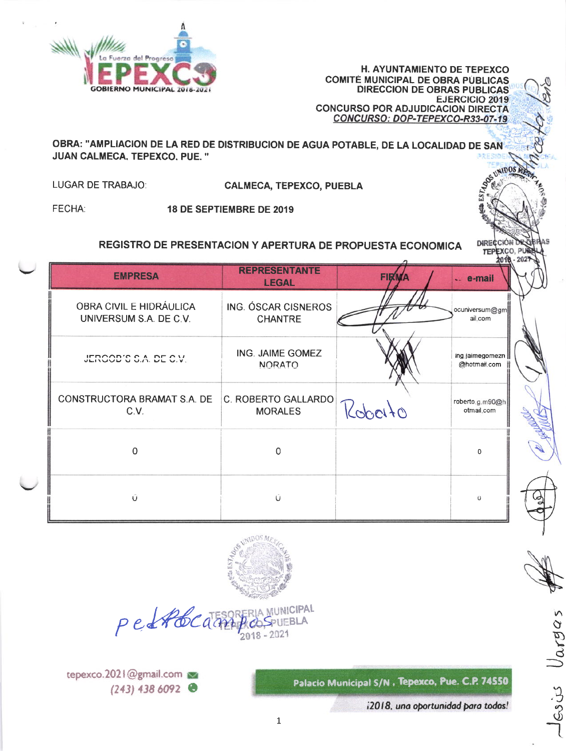H. AYUNTAMIENTO DE TEPEXCO
COMITÉ MUNICIPAL DE OBRA PÚBLICAS
DIRECCION DE OBRAS PÚBLICAS
EJERCICIO 2019
CONCURSO POR ADJUDICACION DIRECTA
CONCURSO: DOP-TEPEXCO-R33-07-19

**OBRA: "AMPLIACION DE LA RED DE DISTRIBUCION DE AGUA POTABLE, DE LA LOCALIDAD DE SAN JUAN CALMECA, TEPEXCO, PUE. "**

LUGAR DE TRABAJO: **CALMECA, TEPEXCO, PUEBLA**

FECHA: **18 DE SEPTIEMBRE DE 2019**

## REGISTRO DE PRESENTACION Y APERTURA DE PROPUESTA ECONOMICA

| EMPRESA | REPRESENTANTE LEGAL | FIRMA | e-mail |
|---|---|---|---|
| OBRA CIVIL E HIDRÁULICA UNIVERSUM S.A. DE C.V. | ING. ÓSCAR CISNEROS CHANTRE | | ocuniversum@gmail.com |
| JERCOB'S S.A. DE C.V. | ING. JAIME GOMEZ NORATO | | ing.jaimegomezn@hotmail.com |
| CONSTRUCTORA BRAMAT S.A. DE C.V. | C. ROBERTO GALLARDO MORALES | Roberto | roberto.g.m90@hotmail.com |
| 0 | 0 | | 0 |
| 0 | 0 | | 0 |

TESORERIA MUNICIPAL
TEPEXCO, PUEBLA
2018 - 2021

tepexco.2021@gmail.com
(243) 438 6092

Palacio Municipal S/N , Tepexco, Pue. C.P. 74550

*¡2018, una oportunidad para todos!*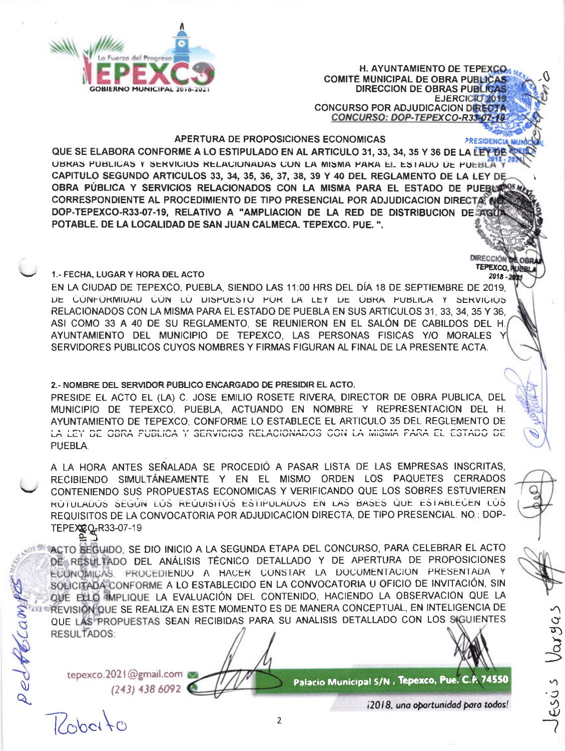H. AYUNTAMIENTO DE TEPEXCO
COMITÉ MUNICIPAL DE OBRA PUBLICAS
DIRECCION DE OBRAS PUBLICAS
EJERCICIO 2019
CONCURSO POR ADJUDICACION DIRECTA
*CONCURSO: DOP-TEPEXCO-R33-07-19*

**APERTURA DE PROPOSICIONES ECONOMICAS**

**QUE SE ELABORA CONFORME A LO ESTIPULADO EN AL ARTICULO 31, 33, 34, 35 Y 36 DE LA LEY DE OBRAS PUBLICAS Y SERVICIOS RELACIONADAS CON LA MISMA PARA EL ESTADO DE PUEBLA Y CAPITULO SEGUNDO ARTICULOS 33, 34, 35, 36, 37, 38, 39 Y 40 DEL REGLAMENTO DE LA LEY DE OBRA PÚBLICA Y SERVICIOS RELACIONADOS CON LA MISMA PARA EL ESTADO DE PUEBLA CORRESPONDIENTE AL PROCEDIMIENTO DE TIPO PRESENCIAL POR ADJUDICACION DIRECTA NO. DOP-TEPEXCO-R33-07-19, RELATIVO A "AMPLIACION DE LA RED DE DISTRIBUCION DE AGUA POTABLE. DE LA LOCALIDAD DE SAN JUAN CALMECA. TEPEXCO. PUE. ".**

**1.- FECHA, LUGAR Y HORA DEL ACTO**

EN LA CIUDAD DE TEPEXCO, PUEBLA, SIENDO LAS 11:00 HRS DEL DÍA 18 DE SEPTIEMBRE DE 2019, DE CONFORMIDAD CON LO DISPUESTO POR LA LEY DE OBRA PUBLICA Y SERVICIOS RELACIONADOS CON LA MISMA PARA EL ESTADO DE PUEBLA EN SUS ARTICULOS 31, 33, 34, 35 Y 36, ASI COMO 33 A 40 DE SU REGLAMENTO, SE REUNIERON EN EL SALÓN DE CABILDOS DEL H. AYUNTAMIENTO DEL MUNICIPIO DE TEPEXCO, LAS PERSONAS FISICAS Y/O MORALES Y SERVIDORES PUBLICOS CUYOS NOMBRES Y FIRMAS FIGURAN AL FINAL DE LA PRESENTE ACTA.

**2.- NOMBRE DEL SERVIDOR PUBLICO ENCARGADO DE PRESIDIR EL ACTO.**

PRESIDE EL ACTO EL (LA) C. JOSE EMILIO ROSETE RIVERA, DIRECTOR DE OBRA PUBLICA, DEL MUNICIPIO DE TEPEXCO, PUEBLA, ACTUANDO EN NOMBRE Y REPRESENTACION DEL H. AYUNTAMIENTO DE TEPEXCO, CONFORME LO ESTABLECE EL ARTICULO 35 DEL REGLEMENTO DE LA LEY DE OBRA PUBLICA Y SERVICIOS RELACIONADOS CON LA MISMA PARA EL ESTADO DE PUEBLA.

A LA HORA ANTES SEÑALADA SE PROCEDIÓ A PASAR LISTA DE LAS EMPRESAS INSCRITAS, RECIBIENDO SIMULTÁNEAMENTE Y EN EL MISMO ORDEN LOS PAQUETES CERRADOS CONTENIENDO SUS PROPUESTAS ECONOMICAS Y VERIFICANDO QUE LOS SOBRES ESTUVIEREN ROTULADOS SEGÚN LOS REQUISITOS ESTIPULADOS EN LAS BASES QUE ESTABLECEN LOS REQUISITOS DE LA CONVOCATORIA POR ADJUDICACION DIRECTA, DE TIPO PRESENCIAL. NO.: DOP-TEPEXCO-R33-07-19

ACTO SEGUIDO, SE DIO INICIO A LA SEGUNDA ETAPA DEL CONCURSO, PARA CELEBRAR EL ACTO DE RESULTADO DEL ANÁLISIS TÉCNICO DETALLADO Y DE APERTURA DE PROPOSICIONES ECONÓMICAS, PROCEDIENDO A HACER CONSTAR LA DOCUMENTACION PRESENTADA Y SOLICITADA CONFORME A LO ESTABLECIDO EN LA CONVOCATORIA U OFICIO DE INVITACIÓN, SIN QUE ELLO IMPLIQUE LA EVALUACIÓN DEL CONTENIDO, HACIENDO LA OBSERVACION QUE LA REVISIÓN QUE SE REALIZA EN ESTE MOMENTO ES DE MANERA CONCEPTUAL, EN INTELIGENCIA DE QUE LAS PROPUESTAS SEAN RECIBIDAS PARA SU ANALISIS DETALLADO CON LOS SIGUIENTES RESULTADOS:

tepexco.2021@gmail.com
(243) 438 6092
Palacio Municipal S/N , Tepexco, Pue. C.P. 74550
*¡2018, una oportunidad para todos!*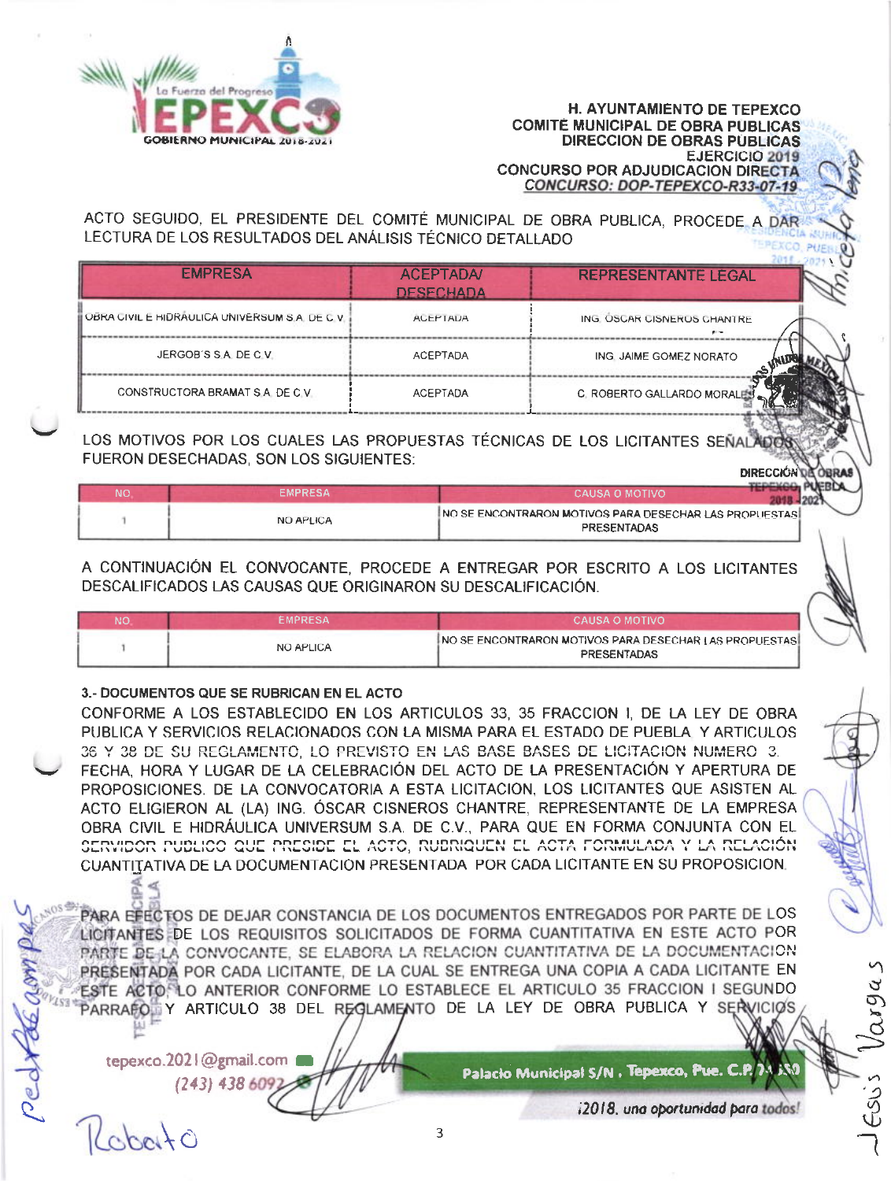H. AYUNTAMIENTO DE TEPEXCO
COMITÉ MUNICIPAL DE OBRA PUBLICAS
DIRECCION DE OBRAS PUBLICAS
EJERCICIO 2019
CONCURSO POR ADJUDICACION DIRECTA
*CONCURSO: DOP-TEPEXCO-R33-07-19*

ACTO SEGUIDO, EL PRESIDENTE DEL COMITÉ MUNICIPAL DE OBRA PUBLICA, PROCEDE A DAR LECTURA DE LOS RESULTADOS DEL ANÁLISIS TÉCNICO DETALLADO

| EMPRESA | ACEPTADA/ DESECHADA | REPRESENTANTE LEGAL |
|---|---|---|
| OBRA CIVIL E HIDRÁULICA UNIVERSUM S.A. DE C.V. | ACEPTADA | ING. ÓSCAR CISNEROS CHANTRE |
| JERGOB'S S.A. DE C.V. | ACEPTADA | ING. JAIME GOMEZ NORATO |
| CONSTRUCTORA BRAMAT S.A. DE C.V. | ACEPTADA | C. ROBERTO GALLARDO MORALES |

LOS MOTIVOS POR LOS CUALES LAS PROPUESTAS TÉCNICAS DE LOS LICITANTES SEÑALADOS FUERON DESECHADAS, SON LOS SIGUIENTES:

| NO. | EMPRESA | CAUSA O MOTIVO |
|---|---|---|
| 1 | NO APLICA | NO SE ENCONTRARON MOTIVOS PARA DESECHAR LAS PROPUESTAS PRESENTADAS |

A CONTINUACIÓN EL CONVOCANTE, PROCEDE A ENTREGAR POR ESCRITO A LOS LICITANTES DESCALIFICADOS LAS CAUSAS QUE ORIGINARON SU DESCALIFICACIÓN.

| NO. | EMPRESA | CAUSA O MOTIVO |
|---|---|---|
| 1 | NO APLICA | NO SE ENCONTRARON MOTIVOS PARA DESECHAR LAS PROPUESTAS PRESENTADAS |

**3.- DOCUMENTOS QUE SE RUBRICAN EN EL ACTO**

CONFORME A LOS ESTABLECIDO EN LOS ARTICULOS 33, 35 FRACCION I, DE LA LEY DE OBRA PUBLICA Y SERVICIOS RELACIONADOS CON LA MISMA PARA EL ESTADO DE PUEBLA Y ARTICULOS 36 Y 38 DE SU REGLAMENTO, LO PREVISTO EN LAS BASE BASES DE LICITACION NUMERO 3. FECHA, HORA Y LUGAR DE LA CELEBRACIÓN DEL ACTO DE LA PRESENTACIÓN Y APERTURA DE PROPOSICIONES. DE LA CONVOCATORIA A ESTA LICITACION, LOS LICITANTES QUE ASISTEN AL ACTO ELIGIERON AL (LA) ING. ÓSCAR CISNEROS CHANTRE, REPRESENTANTE DE LA EMPRESA OBRA CIVIL E HIDRÁULICA UNIVERSUM S.A. DE C.V., PARA QUE EN FORMA CONJUNTA CON EL SERVIDOR PUBLICO QUE PRESIDE EL ACTO, RUBRIQUEN EL ACTA FORMULADA Y LA RELACIÓN CUANTITATIVA DE LA DOCUMENTACION PRESENTADA POR CADA LICITANTE EN SU PROPOSICION.

PARA EFECTOS DE DEJAR CONSTANCIA DE LOS DOCUMENTOS ENTREGADOS POR PARTE DE LOS LICITANTES DE LOS REQUISITOS SOLICITADOS DE FORMA CUANTITATIVA EN ESTE ACTO POR PARTE DE LA CONVOCANTE, SE ELABORA LA RELACION CUANTITATIVA DE LA DOCUMENTACION PRESENTADA POR CADA LICITANTE, DE LA CUAL SE ENTREGA UNA COPIA A CADA LICITANTE EN ESTE ACTO, LO ANTERIOR CONFORME LO ESTABLECE EL ARTICULO 35 FRACCION I SEGUNDO PARRAFO, Y ARTICULO 38 DEL REGLAMENTO DE LA LEY DE OBRA PUBLICA Y SERVICIOS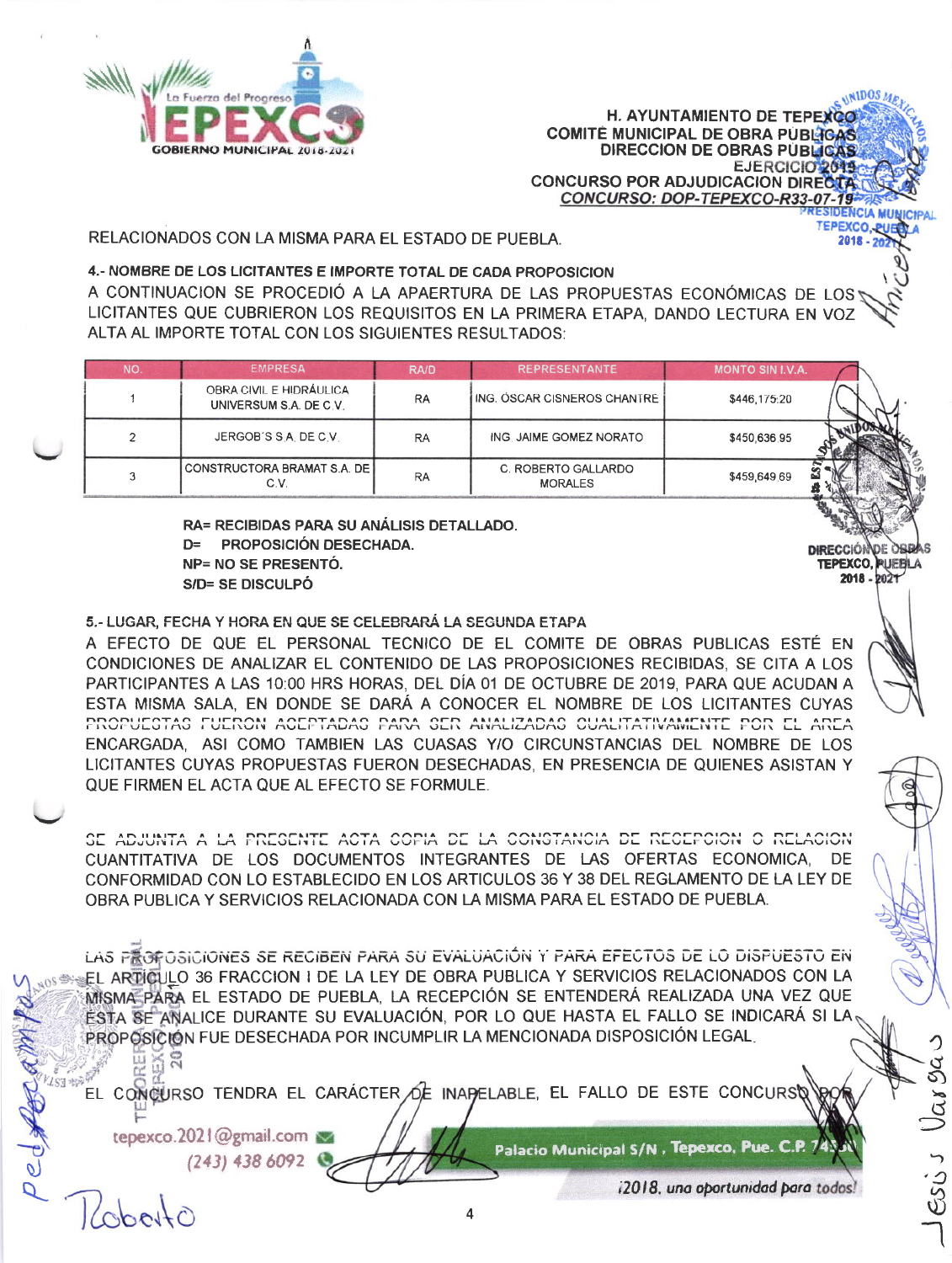RELACIONADOS CON LA MISMA PARA EL ESTADO DE PUEBLA.

**4.- NOMBRE DE LOS LICITANTES E IMPORTE TOTAL DE CADA PROPOSICION**

A CONTINUACION SE PROCEDIÓ A LA APAERTURA DE LAS PROPUESTAS ECONÓMICAS DE LOS LICITANTES QUE CUBRIERON LOS REQUISITOS EN LA PRIMERA ETAPA, DANDO LECTURA EN VOZ ALTA AL IMPORTE TOTAL CON LOS SIGUIENTES RESULTADOS:

| NO. | EMPRESA | RA/D | REPRESENTANTE | MONTO SIN I.V.A. |
|---|---|---|---|---|
| 1 | OBRA CIVIL E HIDRÁULICA UNIVERSUM S.A. DE C.V. | RA | ING. OSCAR CISNEROS CHANTRE | $446,175.20 |
| 2 | JERGOB´S S.A. DE C.V. | RA | ING. JAIME GOMEZ NORATO | $450,636.95 |
| 3 | CONSTRUCTORA BRAMAT S.A. DE C.V. | RA | C. ROBERTO GALLARDO MORALES | $459,649.69 |

**RA= RECIBIDAS PARA SU ANÁLISIS DETALLADO.**
**D= PROPOSICIÓN DESECHADA.**
**NP= NO SE PRESENTÓ.**
**S/D= SE DISCULPÓ**

**5.- LUGAR, FECHA Y HORA EN QUE SE CELEBRARÁ LA SEGUNDA ETAPA**

A EFECTO DE QUE EL PERSONAL TECNICO DE EL COMITE DE OBRAS PUBLICAS ESTÉ EN CONDICIONES DE ANALIZAR EL CONTENIDO DE LAS PROPOSICIONES RECIBIDAS, SE CITA A LOS PARTICIPANTES A LAS 10:00 HRS HORAS, DEL DÍA 01 DE OCTUBRE DE 2019, PARA QUE ACUDAN A ESTA MISMA SALA, EN DONDE SE DARÁ A CONOCER EL NOMBRE DE LOS LICITANTES CUYAS PROPUESTAS FUERON ACEPTADAS PARA SER ANALIZADAS CUALITATIVAMENTE POR EL AREA ENCARGADA, ASI COMO TAMBIEN LAS CUASAS Y/O CIRCUNSTANCIAS DEL NOMBRE DE LOS LICITANTES CUYAS PROPUESTAS FUERON DESECHADAS, EN PRESENCIA DE QUIENES ASISTAN Y QUE FIRMEN EL ACTA QUE AL EFECTO SE FORMULE.

SE ADJUNTA A LA PRESENTE ACTA COPIA DE LA CONSTANCIA DE RECEPCION O RELACION CUANTITATIVA DE LOS DOCUMENTOS INTEGRANTES DE LAS OFERTAS ECONOMICA, DE CONFORMIDAD CON LO ESTABLECIDO EN LOS ARTICULOS 36 Y 38 DEL REGLAMENTO DE LA LEY DE OBRA PUBLICA Y SERVICIOS RELACIONADA CON LA MISMA PARA EL ESTADO DE PUEBLA.

LAS PROPOSICIONES SE RECIBEN PARA SU EVALUACIÓN Y PARA EFECTOS DE LO DISPUESTO EN EL ARTÍCULO 36 FRACCION I DE LA LEY DE OBRA PUBLICA Y SERVICIOS RELACIONADOS CON LA MISMA PARA EL ESTADO DE PUEBLA, LA RECEPCIÓN SE ENTENDERÁ REALIZADA UNA VEZ QUE ESTA SE ANALICE DURANTE SU EVALUACIÓN, POR LO QUE HASTA EL FALLO SE INDICARÁ SI LA PROPOSICIÓN FUE DESECHADA POR INCUMPLIR LA MENCIONADA DISPOSICIÓN LEGAL.

EL CONCURSO TENDRA EL CARÁCTER DE INAPELABLE, EL FALLO DE ESTE CONCURSO POR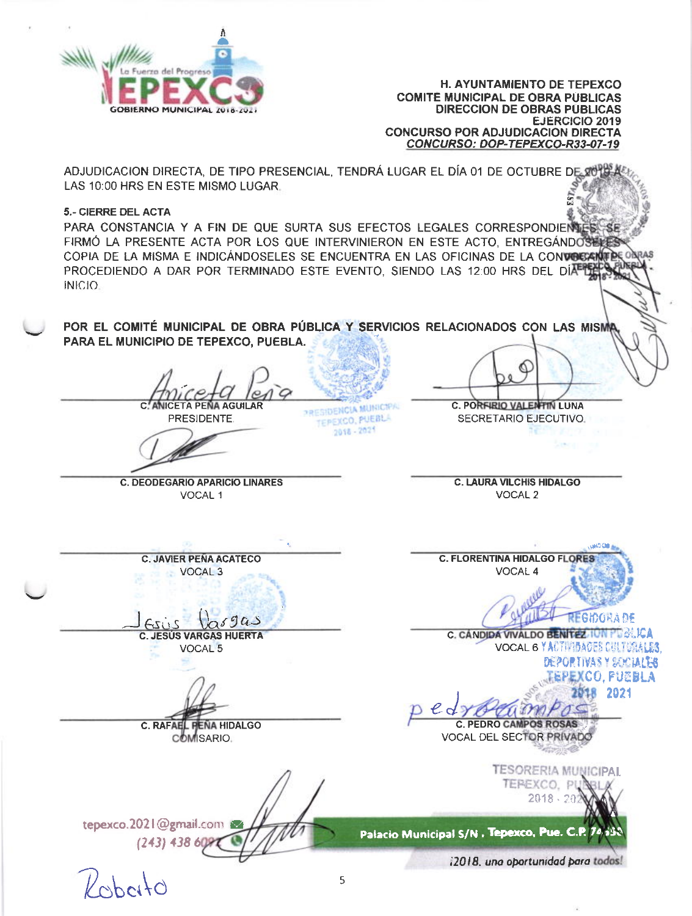H. AYUNTAMIENTO DE TEPEXCO
COMITE MUNICIPAL DE OBRA PÚBLICAS
DIRECCION DE OBRAS PÚBLICAS
EJERCICIO 2019
CONCURSO POR ADJUDICACION DIRECTA
*CONCURSO: DOP-TEPEXCO-R33-07-19*

ADJUDICACION DIRECTA, DE TIPO PRESENCIAL, TENDRÁ LUGAR EL DÍA 01 DE OCTUBRE DE 2019 A LAS 10:00 HRS EN ESTE MISMO LUGAR.

**5.- CIERRE DEL ACTA**

PARA CONSTANCIA Y A FIN DE QUE SURTA SUS EFECTOS LEGALES CORRESPONDIENTES, SE FIRMÓ LA PRESENTE ACTA POR LOS QUE INTERVINIERON EN ESTE ACTO, ENTREGÁNDOSELES COPIA DE LA MISMA E INDICÁNDOSELES SE ENCUENTRA EN LAS OFICINAS DE LA CONVOCANTE PROCEDIENDO A DAR POR TERMINADO ESTE EVENTO, SIENDO LAS 12:00 HRS DEL DÍA DE INICIO.

**POR EL COMITÉ MUNICIPAL DE OBRA PÚBLICA Y SERVICIOS RELACIONADOS CON LAS MISMA PARA EL MUNICIPIO DE TEPEXCO, PUEBLA.**

| | |
|---|---|
| C. ANICETA PEÑA AGUILAR<br>PRESIDENTE | C. PORFIRIO VALENTIN LUNA<br>SECRETARIO EJECUTIVO |
| C. DEODEGARIO APARICIO LINARES<br>VOCAL 1 | C. LAURA VILCHIS HIDALGO<br>VOCAL 2 |
| C. JAVIER PEÑA ACATECO<br>VOCAL 3 | C. FLORENTINA HIDALGO FLORES<br>VOCAL 4 |
| C. JESUS VARGAS HUERTA<br>VOCAL 5 | C. CÁNDIDA VIVALDO BENITEZ<br>VOCAL 6 |
| C. RAFAEL PEÑA HIDALGO<br>COMISARIO | C. PEDRO CAMPOS ROSAS<br>VOCAL DEL SECTOR PRIVADO |

Roberto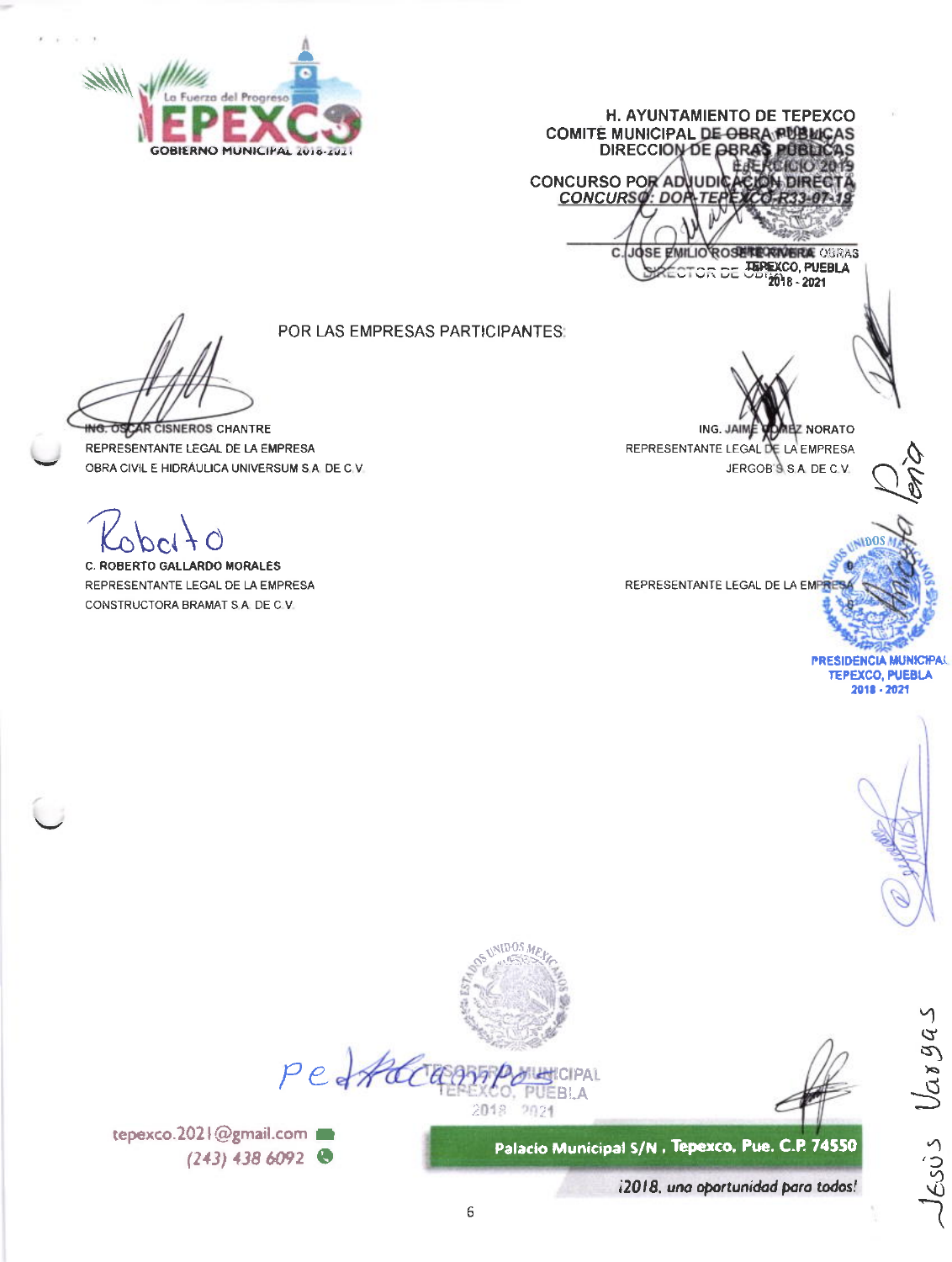H. AYUNTAMIENTO DE TEPEXCO
COMITE MUNICIPAL DE OBRA PUBLICAS
DIRECCION DE OBRAS PUBLICAS
EJERCICIO 2019

CONCURSO POR ADJUDICACIÓN DIRECTA
*CONCURSO: DOP-TEPEXCO-R33-07-19*

C. JOSE EMILIO ROSETE RIVERA
DIRECTOR DE OBRA

POR LAS EMPRESAS PARTICIPANTES:

ING. OSCAR CISNEROS CHANTRE
REPRESENTANTE LEGAL DE LA EMPRESA
OBRA CIVIL E HIDRÁULICA UNIVERSUM S.A. DE C.V.

ING. JAIME GÓMEZ NORATO
REPRESENTANTE LEGAL DE LA EMPRESA
JERGOB'S S.A. DE C.V.

C. ROBERTO GALLARDO MORALES
REPRESENTANTE LEGAL DE LA EMPRESA
CONSTRUCTORA BRAMAT S.A. DE C.V.

REPRESENTANTE LEGAL DE LA EMPRESA

PRESIDENCIA MUNICIPAL
TEPEXCO, PUEBLA
2018 - 2021

TESORERIA MUNICIPAL
TEPEXCO, PUEBLA
2018 - 2021

tepexco.2021@gmail.com
(243) 438 6092

Palacio Municipal S/N, Tepexco, Pue. C.P. 74550

*¡2018, una oportunidad para todos!*